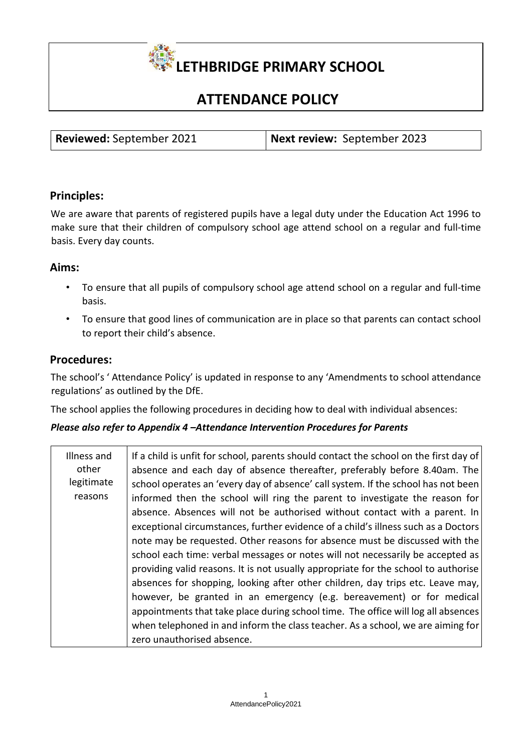# LETHBRIDGE PRIMARY SCHOOL

## ATTENDANCE POLICY

| **Reviewed:** September 2021 | **Next review:** September 2023 |
|---|---|

## Principles:

We are aware that parents of registered pupils have a legal duty under the Education Act 1996 to make sure that their children of compulsory school age attend school on a regular and full-time basis. Every day counts.

## Aims:

- To ensure that all pupils of compulsory school age attend school on a regular and full-time basis.
- To ensure that good lines of communication are in place so that parents can contact school to report their child's absence.

## Procedures:

The school's ' Attendance Policy' is updated in response to any 'Amendments to school attendance regulations' as outlined by the DfE.

The school applies the following procedures in deciding how to deal with individual absences:

***Please also refer to Appendix 4 –Attendance Intervention Procedures for Parents***

| | |
|---|---|
| Illness and other legitimate reasons | If a child is unfit for school, parents should contact the school on the first day of absence and each day of absence thereafter, preferably before 8.40am. The school operates an 'every day of absence' call system. If the school has not been informed then the school will ring the parent to investigate the reason for absence. Absences will not be authorised without contact with a parent. In exceptional circumstances, further evidence of a child's illness such as a Doctors note may be requested. Other reasons for absence must be discussed with the school each time: verbal messages or notes will not necessarily be accepted as providing valid reasons. It is not usually appropriate for the school to authorise absences for shopping, looking after other children, day trips etc. Leave may, however, be granted in an emergency (e.g. bereavement) or for medical appointments that take place during school time. The office will log all absences when telephoned in and inform the class teacher. As a school, we are aiming for zero unauthorised absence. |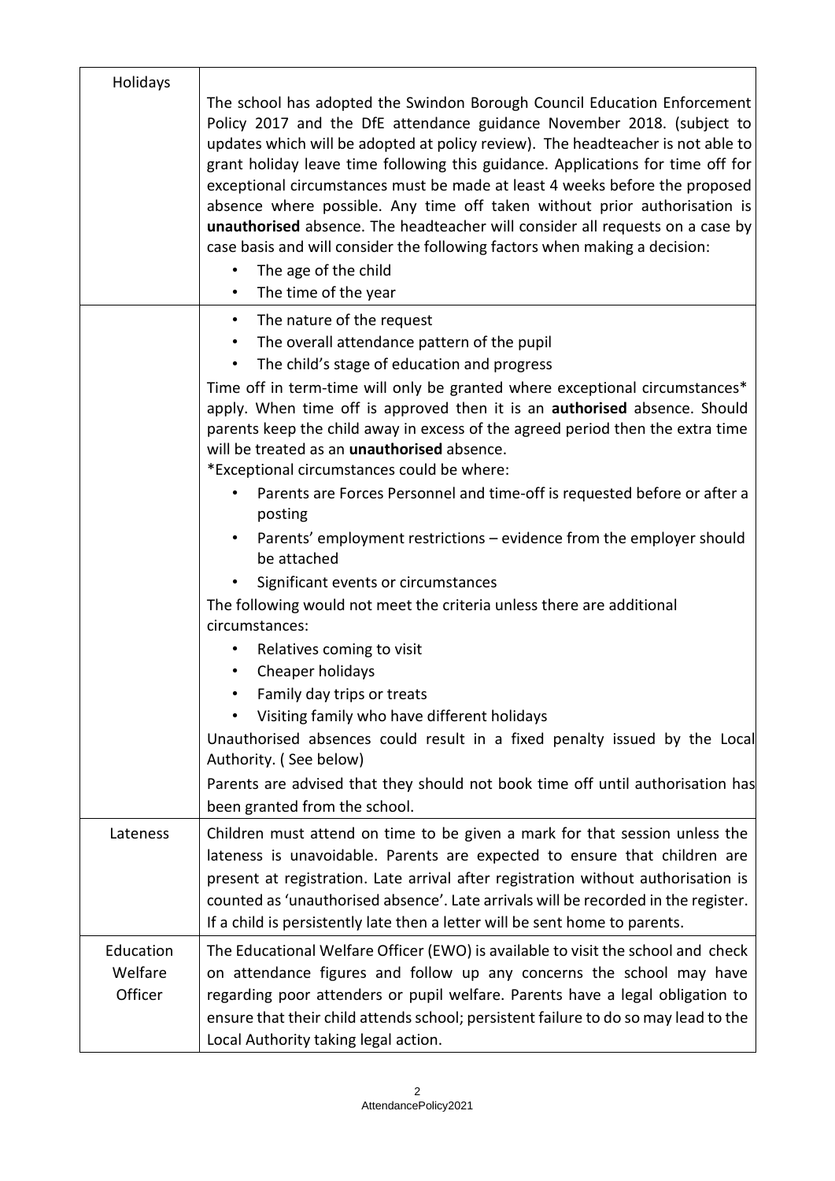| | |
|---|---|
| Holidays | The school has adopted the Swindon Borough Council Education Enforcement Policy 2017 and the DfE attendance guidance November 2018. (subject to updates which will be adopted at policy review). The headteacher is not able to grant holiday leave time following this guidance. Applications for time off for exceptional circumstances must be made at least 4 weeks before the proposed absence where possible. Any time off taken without prior authorisation is **unauthorised** absence. The headteacher will consider all requests on a case by case basis and will consider the following factors when making a decision:<br>• The age of the child<br>• The time of the year |
| | • The nature of the request<br>• The overall attendance pattern of the pupil<br>• The child's stage of education and progress<br>Time off in term-time will only be granted where exceptional circumstances* apply. When time off is approved then it is an **authorised** absence. Should parents keep the child away in excess of the agreed period then the extra time will be treated as an **unauthorised** absence.<br>*Exceptional circumstances could be where:<br>• Parents are Forces Personnel and time-off is requested before or after a posting<br>• Parents' employment restrictions – evidence from the employer should be attached<br>• Significant events or circumstances<br>The following would not meet the criteria unless there are additional circumstances:<br>• Relatives coming to visit<br>• Cheaper holidays<br>• Family day trips or treats<br>• Visiting family who have different holidays<br>Unauthorised absences could result in a fixed penalty issued by the Local Authority. ( See below)<br>Parents are advised that they should not book time off until authorisation has been granted from the school. |
| Lateness | Children must attend on time to be given a mark for that session unless the lateness is unavoidable. Parents are expected to ensure that children are present at registration. Late arrival after registration without authorisation is counted as 'unauthorised absence'. Late arrivals will be recorded in the register. If a child is persistently late then a letter will be sent home to parents. |
| Education Welfare Officer | The Educational Welfare Officer (EWO) is available to visit the school and check on attendance figures and follow up any concerns the school may have regarding poor attenders or pupil welfare. Parents have a legal obligation to ensure that their child attends school; persistent failure to do so may lead to the Local Authority taking legal action. |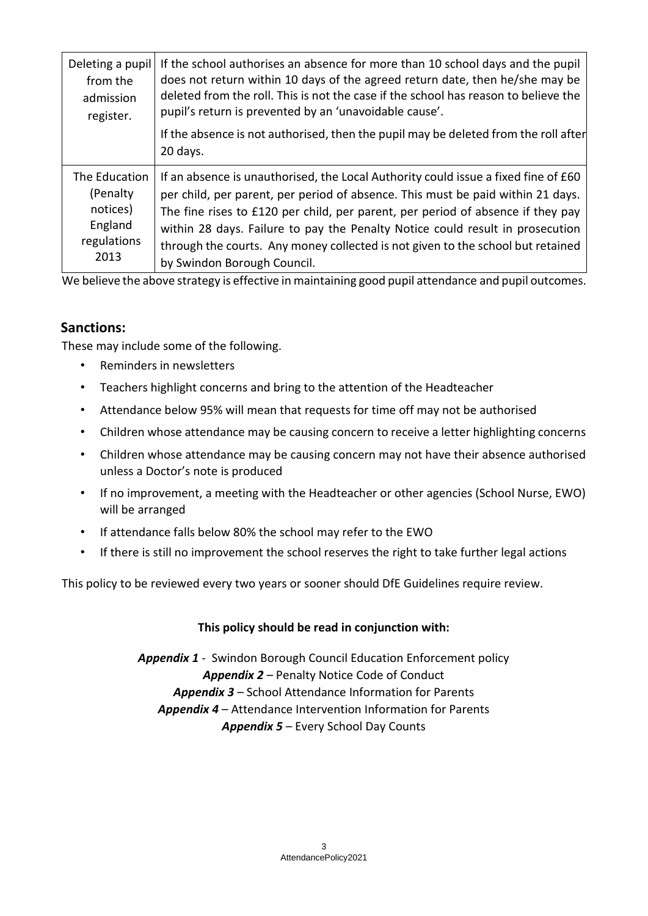| | |
|---|---|
| Deleting a pupil from the admission register. | If the school authorises an absence for more than 10 school days and the pupil does not return within 10 days of the agreed return date, then he/she may be deleted from the roll. This is not the case if the school has reason to believe the pupil's return is prevented by an 'unavoidable cause'.<br><br>If the absence is not authorised, then the pupil may be deleted from the roll after 20 days. |
| The Education (Penalty notices) England regulations 2013 | If an absence is unauthorised, the Local Authority could issue a fixed fine of £60 per child, per parent, per period of absence. This must be paid within 21 days. The fine rises to £120 per child, per parent, per period of absence if they pay within 28 days. Failure to pay the Penalty Notice could result in prosecution through the courts. Any money collected is not given to the school but retained by Swindon Borough Council. |

We believe the above strategy is effective in maintaining good pupil attendance and pupil outcomes.

## Sanctions:

These may include some of the following.

- Reminders in newsletters
- Teachers highlight concerns and bring to the attention of the Headteacher
- Attendance below 95% will mean that requests for time off may not be authorised
- Children whose attendance may be causing concern to receive a letter highlighting concerns
- Children whose attendance may be causing concern may not have their absence authorised unless a Doctor's note is produced
- If no improvement, a meeting with the Headteacher or other agencies (School Nurse, EWO) will be arranged
- If attendance falls below 80% the school may refer to the EWO
- If there is still no improvement the school reserves the right to take further legal actions

This policy to be reviewed every two years or sooner should DfE Guidelines require review.

**This policy should be read in conjunction with:**

***Appendix 1*** - Swindon Borough Council Education Enforcement policy
***Appendix 2*** – Penalty Notice Code of Conduct
***Appendix 3*** – School Attendance Information for Parents
***Appendix 4*** – Attendance Intervention Information for Parents
***Appendix 5*** – Every School Day Counts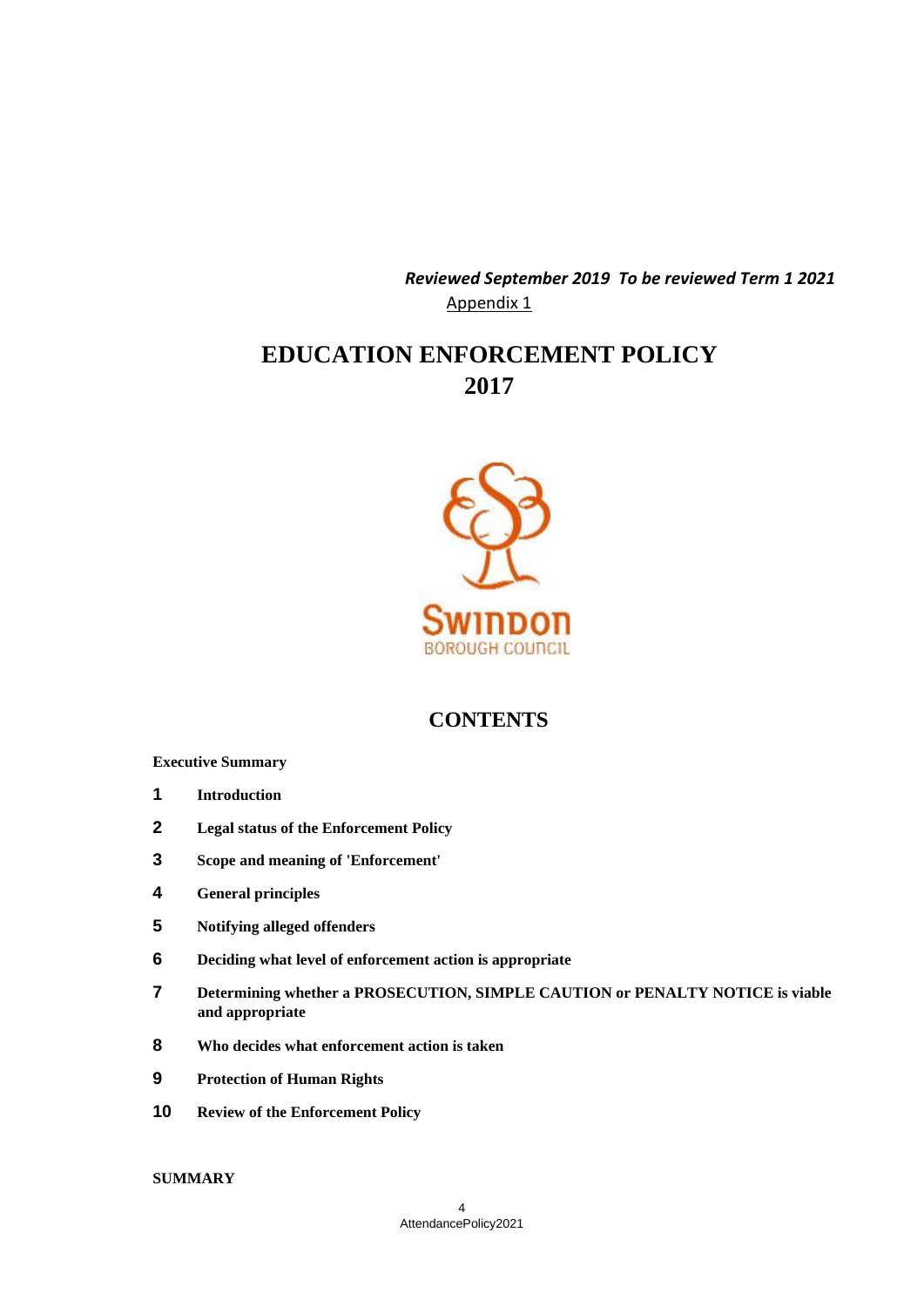*Reviewed September 2019 To be reviewed Term 1 2021*

Appendix 1

# EDUCATION ENFORCEMENT POLICY 2017

Swindon
BOROUGH COUNCIL

## CONTENTS

**Executive Summary**

1. **Introduction**
2. **Legal status of the Enforcement Policy**
3. **Scope and meaning of 'Enforcement'**
4. **General principles**
5. **Notifying alleged offenders**
6. **Deciding what level of enforcement action is appropriate**
7. **Determining whether a PROSECUTION, SIMPLE CAUTION or PENALTY NOTICE is viable and appropriate**
8. **Who decides what enforcement action is taken**
9. **Protection of Human Rights**
10. **Review of the Enforcement Policy**

**SUMMARY**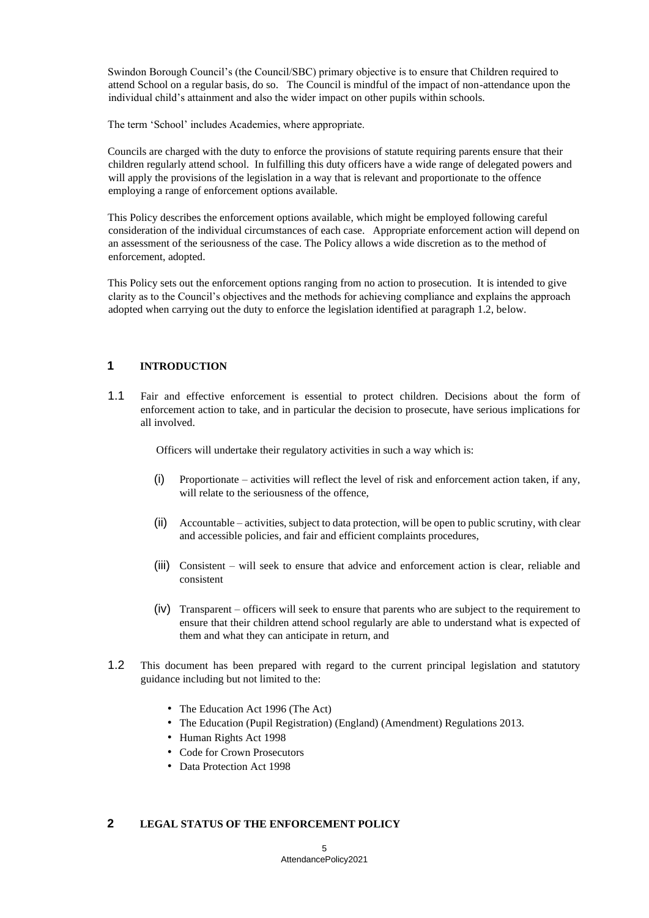Swindon Borough Council's (the Council/SBC) primary objective is to ensure that Children required to attend School on a regular basis, do so. The Council is mindful of the impact of non-attendance upon the individual child's attainment and also the wider impact on other pupils within schools.

The term 'School' includes Academies, where appropriate.

Councils are charged with the duty to enforce the provisions of statute requiring parents ensure that their children regularly attend school. In fulfilling this duty officers have a wide range of delegated powers and will apply the provisions of the legislation in a way that is relevant and proportionate to the offence employing a range of enforcement options available.

This Policy describes the enforcement options available, which might be employed following careful consideration of the individual circumstances of each case. Appropriate enforcement action will depend on an assessment of the seriousness of the case. The Policy allows a wide discretion as to the method of enforcement, adopted.

This Policy sets out the enforcement options ranging from no action to prosecution. It is intended to give clarity as to the Council's objectives and the methods for achieving compliance and explains the approach adopted when carrying out the duty to enforce the legislation identified at paragraph 1.2, below.

## 1 INTRODUCTION

1.1 Fair and effective enforcement is essential to protect children. Decisions about the form of enforcement action to take, and in particular the decision to prosecute, have serious implications for all involved.

Officers will undertake their regulatory activities in such a way which is:

(i) Proportionate – activities will reflect the level of risk and enforcement action taken, if any, will relate to the seriousness of the offence,

(ii) Accountable – activities, subject to data protection, will be open to public scrutiny, with clear and accessible policies, and fair and efficient complaints procedures,

(iii) Consistent – will seek to ensure that advice and enforcement action is clear, reliable and consistent

(iv) Transparent – officers will seek to ensure that parents who are subject to the requirement to ensure that their children attend school regularly are able to understand what is expected of them and what they can anticipate in return, and

1.2 This document has been prepared with regard to the current principal legislation and statutory guidance including but not limited to the:

- The Education Act 1996 (The Act)
- The Education (Pupil Registration) (England) (Amendment) Regulations 2013.
- Human Rights Act 1998
- Code for Crown Prosecutors
- Data Protection Act 1998

## 2 LEGAL STATUS OF THE ENFORCEMENT POLICY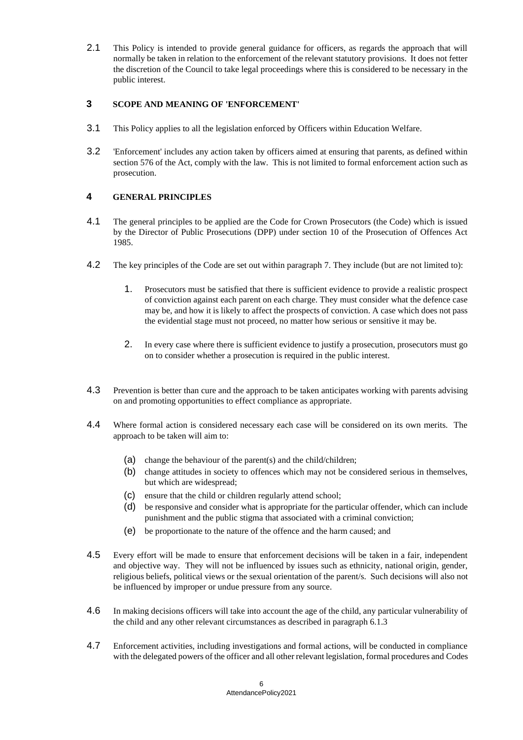2.1 This Policy is intended to provide general guidance for officers, as regards the approach that will normally be taken in relation to the enforcement of the relevant statutory provisions. It does not fetter the discretion of the Council to take legal proceedings where this is considered to be necessary in the public interest.

## 3 SCOPE AND MEANING OF 'ENFORCEMENT'

3.1 This Policy applies to all the legislation enforced by Officers within Education Welfare.

3.2 'Enforcement' includes any action taken by officers aimed at ensuring that parents, as defined within section 576 of the Act, comply with the law. This is not limited to formal enforcement action such as prosecution.

## 4 GENERAL PRINCIPLES

4.1 The general principles to be applied are the Code for Crown Prosecutors (the Code) which is issued by the Director of Public Prosecutions (DPP) under section 10 of the Prosecution of Offences Act 1985.

4.2 The key principles of the Code are set out within paragraph 7. They include (but are not limited to):

1. Prosecutors must be satisfied that there is sufficient evidence to provide a realistic prospect of conviction against each parent on each charge. They must consider what the defence case may be, and how it is likely to affect the prospects of conviction. A case which does not pass the evidential stage must not proceed, no matter how serious or sensitive it may be.

2. In every case where there is sufficient evidence to justify a prosecution, prosecutors must go on to consider whether a prosecution is required in the public interest.

4.3 Prevention is better than cure and the approach to be taken anticipates working with parents advising on and promoting opportunities to effect compliance as appropriate.

4.4 Where formal action is considered necessary each case will be considered on its own merits. The approach to be taken will aim to:

(a) change the behaviour of the parent(s) and the child/children;
(b) change attitudes in society to offences which may not be considered serious in themselves, but which are widespread;
(c) ensure that the child or children regularly attend school;
(d) be responsive and consider what is appropriate for the particular offender, which can include punishment and the public stigma that associated with a criminal conviction;
(e) be proportionate to the nature of the offence and the harm caused; and

4.5 Every effort will be made to ensure that enforcement decisions will be taken in a fair, independent and objective way. They will not be influenced by issues such as ethnicity, national origin, gender, religious beliefs, political views or the sexual orientation of the parent/s. Such decisions will also not be influenced by improper or undue pressure from any source.

4.6 In making decisions officers will take into account the age of the child, any particular vulnerability of the child and any other relevant circumstances as described in paragraph 6.1.3

4.7 Enforcement activities, including investigations and formal actions, will be conducted in compliance with the delegated powers of the officer and all other relevant legislation, formal procedures and Codes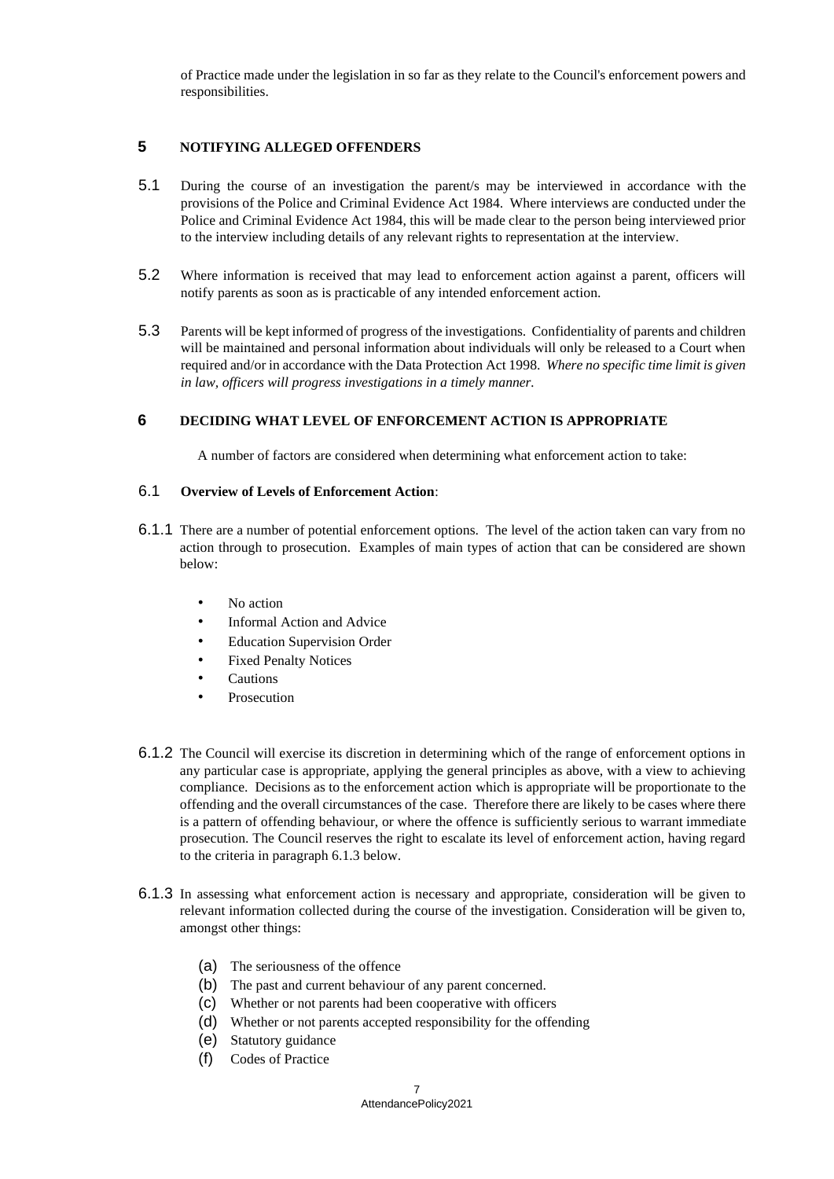of Practice made under the legislation in so far as they relate to the Council's enforcement powers and responsibilities.

## 5 NOTIFYING ALLEGED OFFENDERS

5.1 During the course of an investigation the parent/s may be interviewed in accordance with the provisions of the Police and Criminal Evidence Act 1984. Where interviews are conducted under the Police and Criminal Evidence Act 1984, this will be made clear to the person being interviewed prior to the interview including details of any relevant rights to representation at the interview.

5.2 Where information is received that may lead to enforcement action against a parent, officers will notify parents as soon as is practicable of any intended enforcement action.

5.3 Parents will be kept informed of progress of the investigations. Confidentiality of parents and children will be maintained and personal information about individuals will only be released to a Court when required and/or in accordance with the Data Protection Act 1998. *Where no specific time limit is given in law, officers will progress investigations in a timely manner.*

## 6 DECIDING WHAT LEVEL OF ENFORCEMENT ACTION IS APPROPRIATE

A number of factors are considered when determining what enforcement action to take:

### 6.1 **Overview of Levels of Enforcement Action**:

6.1.1 There are a number of potential enforcement options. The level of the action taken can vary from no action through to prosecution. Examples of main types of action that can be considered are shown below:

- No action
- Informal Action and Advice
- Education Supervision Order
- Fixed Penalty Notices
- Cautions
- Prosecution

6.1.2 The Council will exercise its discretion in determining which of the range of enforcement options in any particular case is appropriate, applying the general principles as above, with a view to achieving compliance. Decisions as to the enforcement action which is appropriate will be proportionate to the offending and the overall circumstances of the case. Therefore there are likely to be cases where there is a pattern of offending behaviour, or where the offence is sufficiently serious to warrant immediate prosecution. The Council reserves the right to escalate its level of enforcement action, having regard to the criteria in paragraph 6.1.3 below.

6.1.3 In assessing what enforcement action is necessary and appropriate, consideration will be given to relevant information collected during the course of the investigation. Consideration will be given to, amongst other things:

(a) The seriousness of the offence
(b) The past and current behaviour of any parent concerned.
(c) Whether or not parents had been cooperative with officers
(d) Whether or not parents accepted responsibility for the offending
(e) Statutory guidance
(f) Codes of Practice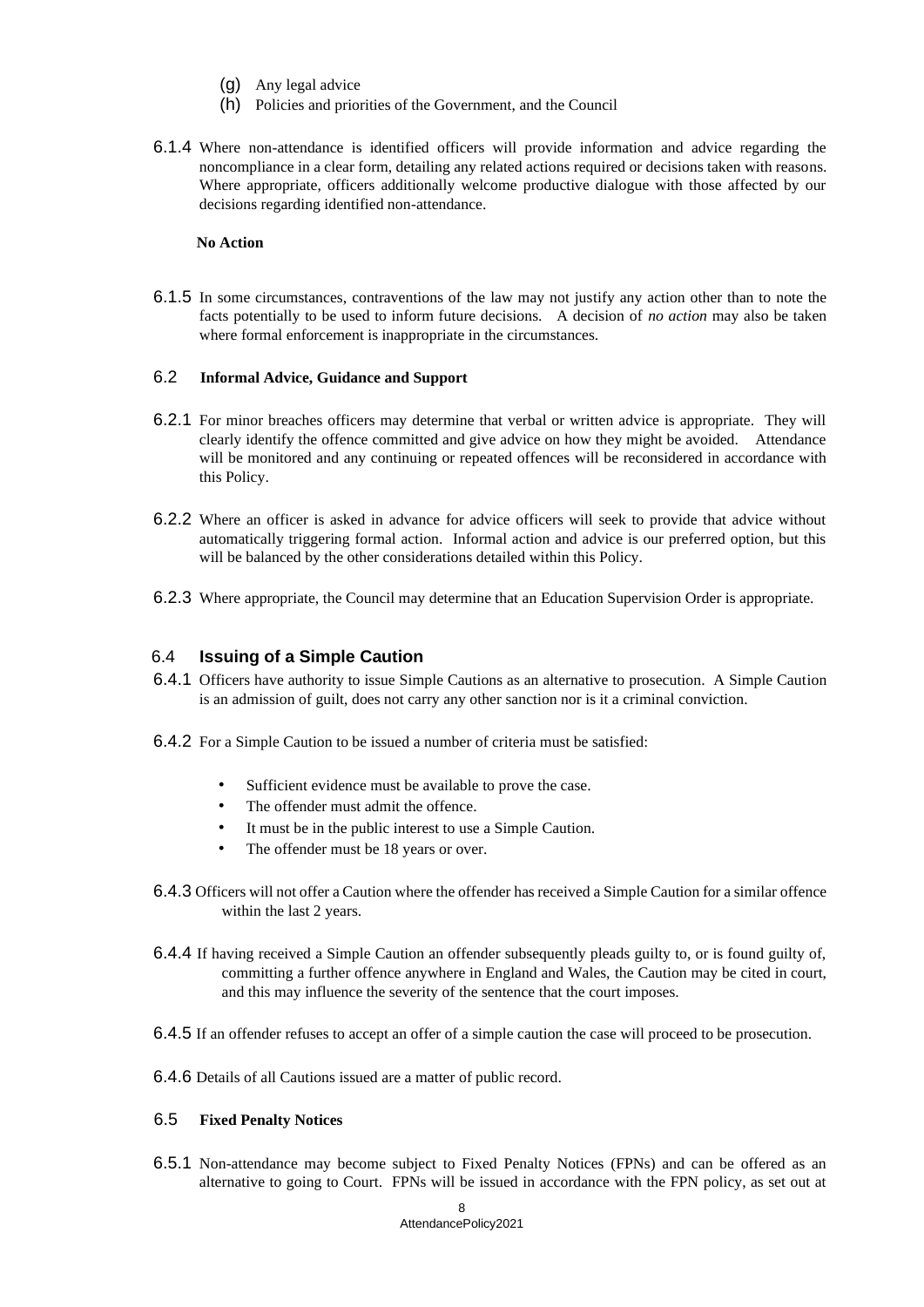(g) Any legal advice
(h) Policies and priorities of the Government, and the Council

6.1.4 Where non-attendance is identified officers will provide information and advice regarding the noncompliance in a clear form, detailing any related actions required or decisions taken with reasons. Where appropriate, officers additionally welcome productive dialogue with those affected by our decisions regarding identified non-attendance.

**No Action**

6.1.5 In some circumstances, contraventions of the law may not justify any action other than to note the facts potentially to be used to inform future decisions. A decision of *no action* may also be taken where formal enforcement is inappropriate in the circumstances.

### 6.2 Informal Advice, Guidance and Support

6.2.1 For minor breaches officers may determine that verbal or written advice is appropriate. They will clearly identify the offence committed and give advice on how they might be avoided. Attendance will be monitored and any continuing or repeated offences will be reconsidered in accordance with this Policy.

6.2.2 Where an officer is asked in advance for advice officers will seek to provide that advice without automatically triggering formal action. Informal action and advice is our preferred option, but this will be balanced by the other considerations detailed within this Policy.

6.2.3 Where appropriate, the Council may determine that an Education Supervision Order is appropriate.

### 6.4 Issuing of a Simple Caution

6.4.1 Officers have authority to issue Simple Cautions as an alternative to prosecution. A Simple Caution is an admission of guilt, does not carry any other sanction nor is it a criminal conviction.

6.4.2 For a Simple Caution to be issued a number of criteria must be satisfied:

- Sufficient evidence must be available to prove the case.
- The offender must admit the offence.
- It must be in the public interest to use a Simple Caution.
- The offender must be 18 years or over.

6.4.3 Officers will not offer a Caution where the offender has received a Simple Caution for a similar offence within the last 2 years.

6.4.4 If having received a Simple Caution an offender subsequently pleads guilty to, or is found guilty of, committing a further offence anywhere in England and Wales, the Caution may be cited in court, and this may influence the severity of the sentence that the court imposes.

6.4.5 If an offender refuses to accept an offer of a simple caution the case will proceed to be prosecution.

6.4.6 Details of all Cautions issued are a matter of public record.

### 6.5 Fixed Penalty Notices

6.5.1 Non-attendance may become subject to Fixed Penalty Notices (FPNs) and can be offered as an alternative to going to Court. FPNs will be issued in accordance with the FPN policy, as set out at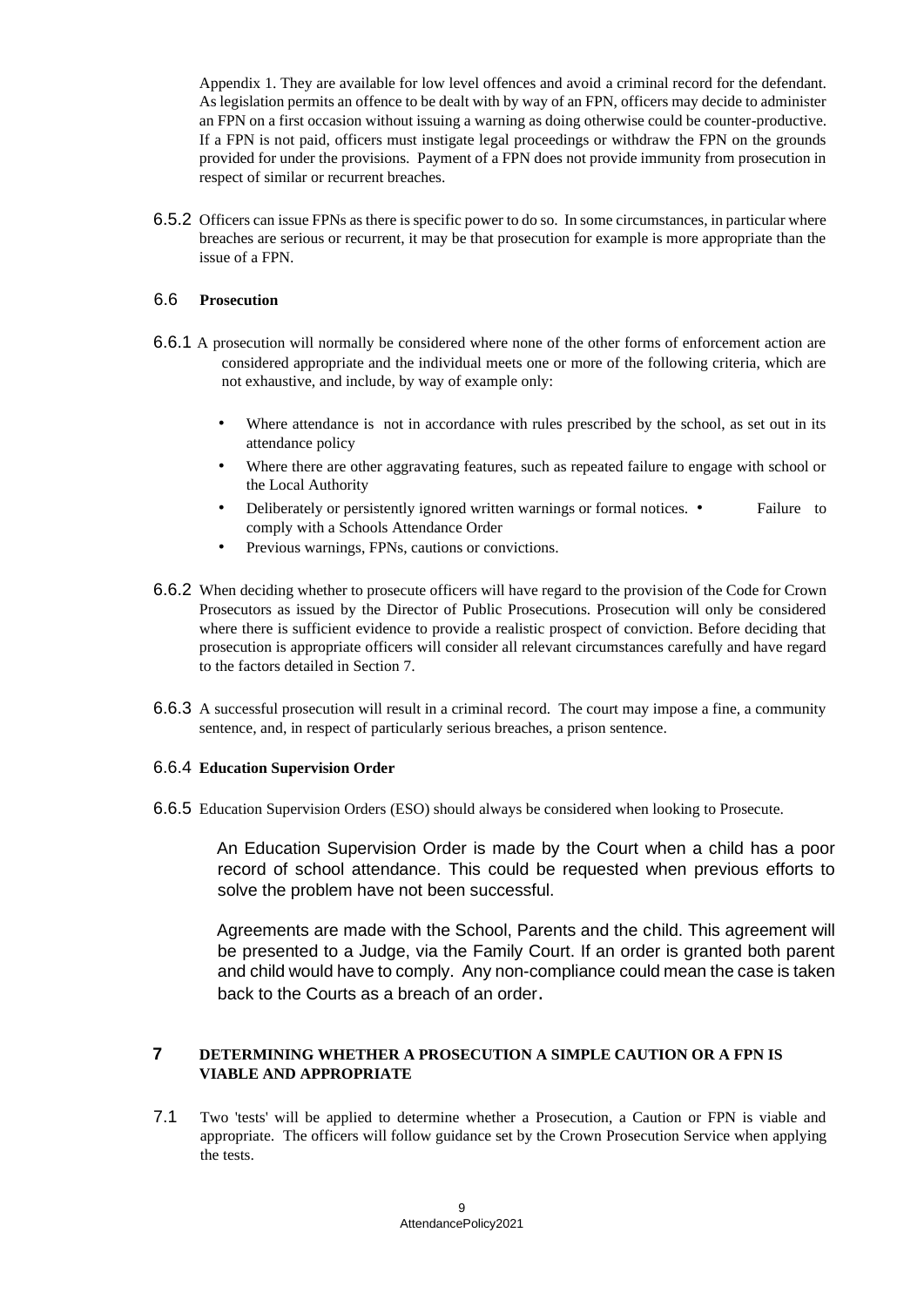Appendix 1. They are available for low level offences and avoid a criminal record for the defendant. As legislation permits an offence to be dealt with by way of an FPN, officers may decide to administer an FPN on a first occasion without issuing a warning as doing otherwise could be counter-productive. If a FPN is not paid, officers must instigate legal proceedings or withdraw the FPN on the grounds provided for under the provisions. Payment of a FPN does not provide immunity from prosecution in respect of similar or recurrent breaches.

6.5.2 Officers can issue FPNs as there is specific power to do so. In some circumstances, in particular where breaches are serious or recurrent, it may be that prosecution for example is more appropriate than the issue of a FPN.

## 6.6 Prosecution

6.6.1 A prosecution will normally be considered where none of the other forms of enforcement action are considered appropriate and the individual meets one or more of the following criteria, which are not exhaustive, and include, by way of example only:

- Where attendance is not in accordance with rules prescribed by the school, as set out in its attendance policy
- Where there are other aggravating features, such as repeated failure to engage with school or the Local Authority
- Deliberately or persistently ignored written warnings or formal notices.
- Failure to comply with a Schools Attendance Order
- Previous warnings, FPNs, cautions or convictions.

6.6.2 When deciding whether to prosecute officers will have regard to the provision of the Code for Crown Prosecutors as issued by the Director of Public Prosecutions. Prosecution will only be considered where there is sufficient evidence to provide a realistic prospect of conviction. Before deciding that prosecution is appropriate officers will consider all relevant circumstances carefully and have regard to the factors detailed in Section 7.

6.6.3 A successful prosecution will result in a criminal record. The court may impose a fine, a community sentence, and, in respect of particularly serious breaches, a prison sentence.

### 6.6.4 Education Supervision Order

6.6.5 Education Supervision Orders (ESO) should always be considered when looking to Prosecute.

An Education Supervision Order is made by the Court when a child has a poor record of school attendance. This could be requested when previous efforts to solve the problem have not been successful.

Agreements are made with the School, Parents and the child. This agreement will be presented to a Judge, via the Family Court. If an order is granted both parent and child would have to comply. Any non-compliance could mean the case is taken back to the Courts as a breach of an order.

## 7 DETERMINING WHETHER A PROSECUTION A SIMPLE CAUTION OR A FPN IS VIABLE AND APPROPRIATE

7.1 Two 'tests' will be applied to determine whether a Prosecution, a Caution or FPN is viable and appropriate. The officers will follow guidance set by the Crown Prosecution Service when applying the tests.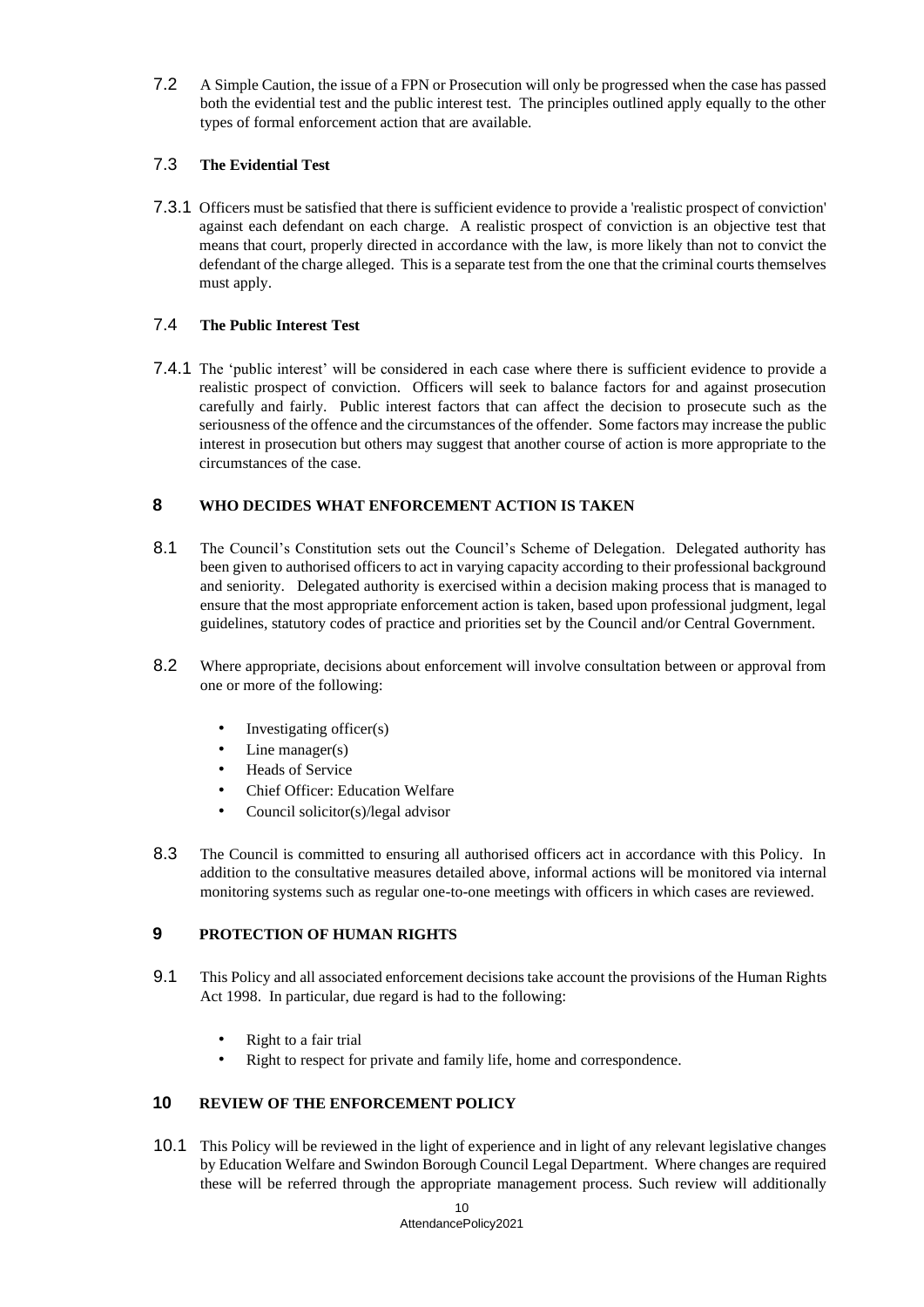7.2 A Simple Caution, the issue of a FPN or Prosecution will only be progressed when the case has passed both the evidential test and the public interest test. The principles outlined apply equally to the other types of formal enforcement action that are available.

### 7.3 The Evidential Test

7.3.1 Officers must be satisfied that there is sufficient evidence to provide a 'realistic prospect of conviction' against each defendant on each charge. A realistic prospect of conviction is an objective test that means that court, properly directed in accordance with the law, is more likely than not to convict the defendant of the charge alleged. This is a separate test from the one that the criminal courts themselves must apply.

### 7.4 The Public Interest Test

7.4.1 The 'public interest' will be considered in each case where there is sufficient evidence to provide a realistic prospect of conviction. Officers will seek to balance factors for and against prosecution carefully and fairly. Public interest factors that can affect the decision to prosecute such as the seriousness of the offence and the circumstances of the offender. Some factors may increase the public interest in prosecution but others may suggest that another course of action is more appropriate to the circumstances of the case.

## 8 WHO DECIDES WHAT ENFORCEMENT ACTION IS TAKEN

8.1 The Council's Constitution sets out the Council's Scheme of Delegation. Delegated authority has been given to authorised officers to act in varying capacity according to their professional background and seniority. Delegated authority is exercised within a decision making process that is managed to ensure that the most appropriate enforcement action is taken, based upon professional judgment, legal guidelines, statutory codes of practice and priorities set by the Council and/or Central Government.

8.2 Where appropriate, decisions about enforcement will involve consultation between or approval from one or more of the following:

- Investigating officer(s)
- Line manager(s)
- Heads of Service
- Chief Officer: Education Welfare
- Council solicitor(s)/legal advisor

8.3 The Council is committed to ensuring all authorised officers act in accordance with this Policy. In addition to the consultative measures detailed above, informal actions will be monitored via internal monitoring systems such as regular one-to-one meetings with officers in which cases are reviewed.

## 9 PROTECTION OF HUMAN RIGHTS

9.1 This Policy and all associated enforcement decisions take account the provisions of the Human Rights Act 1998. In particular, due regard is had to the following:

- Right to a fair trial
- Right to respect for private and family life, home and correspondence.

## 10 REVIEW OF THE ENFORCEMENT POLICY

10.1 This Policy will be reviewed in the light of experience and in light of any relevant legislative changes by Education Welfare and Swindon Borough Council Legal Department. Where changes are required these will be referred through the appropriate management process. Such review will additionally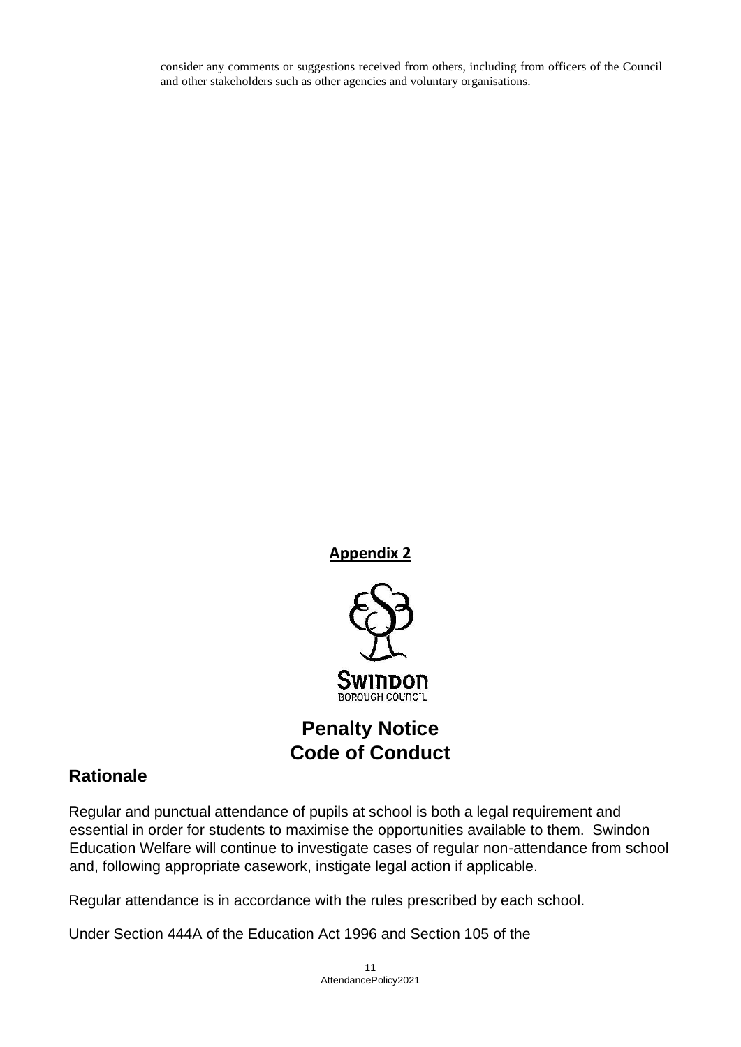consider any comments or suggestions received from others, including from officers of the Council and other stakeholders such as other agencies and voluntary organisations.

**Appendix 2**

Swindon
BOROUGH COUNCIL

# Penalty Notice Code of Conduct

## Rationale

Regular and punctual attendance of pupils at school is both a legal requirement and essential in order for students to maximise the opportunities available to them. Swindon Education Welfare will continue to investigate cases of regular non-attendance from school and, following appropriate casework, instigate legal action if applicable.

Regular attendance is in accordance with the rules prescribed by each school.

Under Section 444A of the Education Act 1996 and Section 105 of the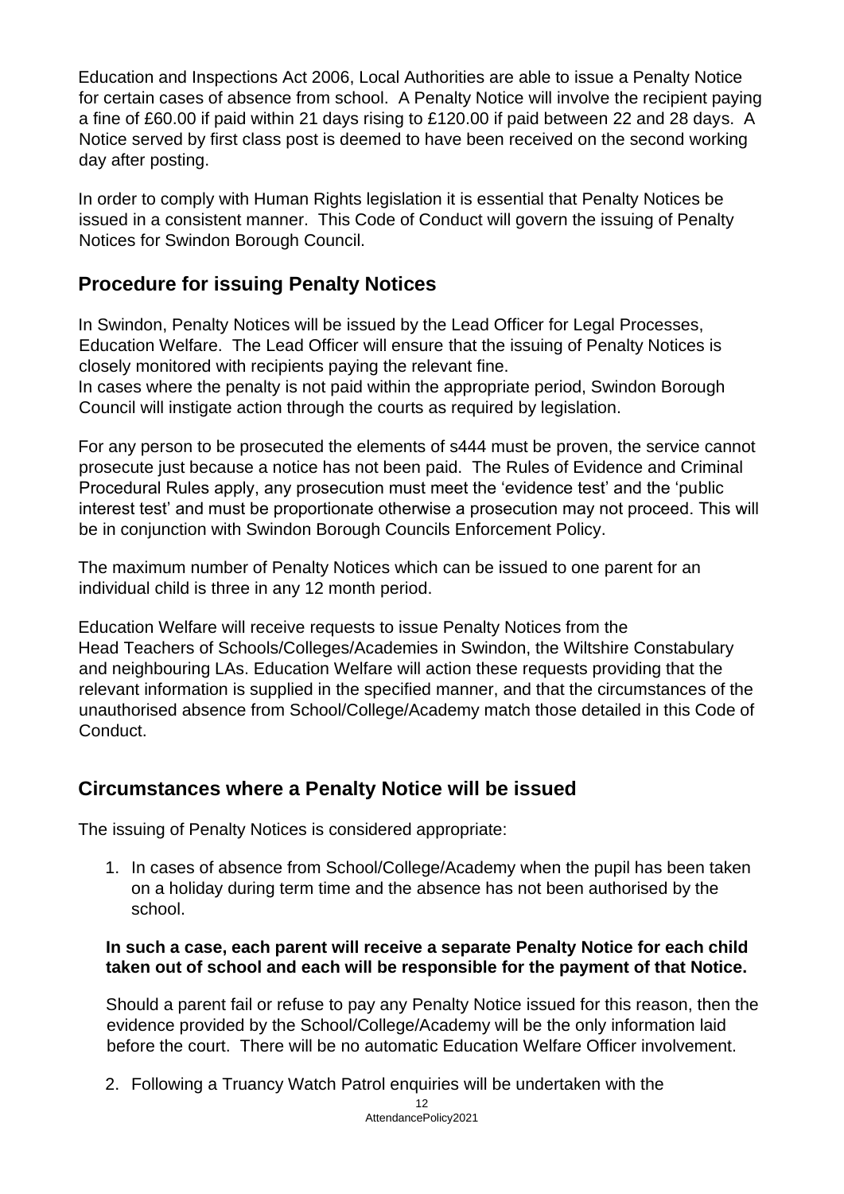Education and Inspections Act 2006, Local Authorities are able to issue a Penalty Notice for certain cases of absence from school. A Penalty Notice will involve the recipient paying a fine of £60.00 if paid within 21 days rising to £120.00 if paid between 22 and 28 days. A Notice served by first class post is deemed to have been received on the second working day after posting.

In order to comply with Human Rights legislation it is essential that Penalty Notices be issued in a consistent manner. This Code of Conduct will govern the issuing of Penalty Notices for Swindon Borough Council.

## Procedure for issuing Penalty Notices

In Swindon, Penalty Notices will be issued by the Lead Officer for Legal Processes, Education Welfare. The Lead Officer will ensure that the issuing of Penalty Notices is closely monitored with recipients paying the relevant fine.
In cases where the penalty is not paid within the appropriate period, Swindon Borough Council will instigate action through the courts as required by legislation.

For any person to be prosecuted the elements of s444 must be proven, the service cannot prosecute just because a notice has not been paid. The Rules of Evidence and Criminal Procedural Rules apply, any prosecution must meet the 'evidence test' and the 'public interest test' and must be proportionate otherwise a prosecution may not proceed. This will be in conjunction with Swindon Borough Councils Enforcement Policy.

The maximum number of Penalty Notices which can be issued to one parent for an individual child is three in any 12 month period.

Education Welfare will receive requests to issue Penalty Notices from the Head Teachers of Schools/Colleges/Academies in Swindon, the Wiltshire Constabulary and neighbouring LAs. Education Welfare will action these requests providing that the relevant information is supplied in the specified manner, and that the circumstances of the unauthorised absence from School/College/Academy match those detailed in this Code of Conduct.

## Circumstances where a Penalty Notice will be issued

The issuing of Penalty Notices is considered appropriate:

1. In cases of absence from School/College/Academy when the pupil has been taken on a holiday during term time and the absence has not been authorised by the school.

   **In such a case, each parent will receive a separate Penalty Notice for each child taken out of school and each will be responsible for the payment of that Notice.**

   Should a parent fail or refuse to pay any Penalty Notice issued for this reason, then the evidence provided by the School/College/Academy will be the only information laid before the court. There will be no automatic Education Welfare Officer involvement.

2. Following a Truancy Watch Patrol enquiries will be undertaken with the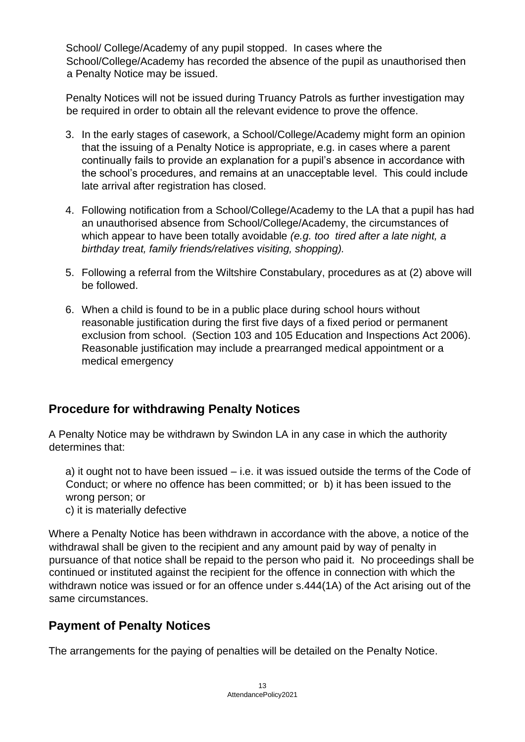School/ College/Academy of any pupil stopped. In cases where the School/College/Academy has recorded the absence of the pupil as unauthorised then a Penalty Notice may be issued.

Penalty Notices will not be issued during Truancy Patrols as further investigation may be required in order to obtain all the relevant evidence to prove the offence.

3. In the early stages of casework, a School/College/Academy might form an opinion that the issuing of a Penalty Notice is appropriate, e.g. in cases where a parent continually fails to provide an explanation for a pupil's absence in accordance with the school's procedures, and remains at an unacceptable level. This could include late arrival after registration has closed.
4. Following notification from a School/College/Academy to the LA that a pupil has had an unauthorised absence from School/College/Academy, the circumstances of which appear to have been totally avoidable *(e.g. too tired after a late night, a birthday treat, family friends/relatives visiting, shopping).*
5. Following a referral from the Wiltshire Constabulary, procedures as at (2) above will be followed.
6. When a child is found to be in a public place during school hours without reasonable justification during the first five days of a fixed period or permanent exclusion from school. (Section 103 and 105 Education and Inspections Act 2006). Reasonable justification may include a prearranged medical appointment or a medical emergency

## Procedure for withdrawing Penalty Notices

A Penalty Notice may be withdrawn by Swindon LA in any case in which the authority determines that:

a) it ought not to have been issued – i.e. it was issued outside the terms of the Code of Conduct; or where no offence has been committed; or b) it has been issued to the wrong person; or
c) it is materially defective

Where a Penalty Notice has been withdrawn in accordance with the above, a notice of the withdrawal shall be given to the recipient and any amount paid by way of penalty in pursuance of that notice shall be repaid to the person who paid it. No proceedings shall be continued or instituted against the recipient for the offence in connection with which the withdrawn notice was issued or for an offence under s.444(1A) of the Act arising out of the same circumstances.

## Payment of Penalty Notices

The arrangements for the paying of penalties will be detailed on the Penalty Notice.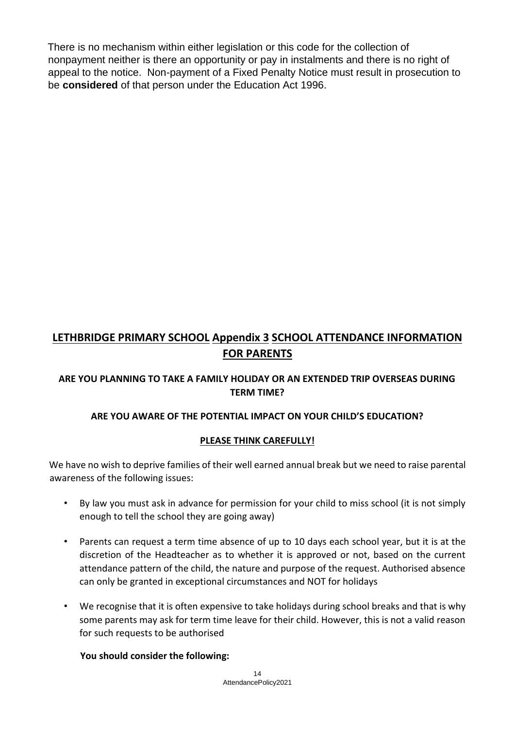There is no mechanism within either legislation or this code for the collection of nonpayment neither is there an opportunity or pay in instalments and there is no right of appeal to the notice. Non-payment of a Fixed Penalty Notice must result in prosecution to be **considered** of that person under the Education Act 1996.

## LETHBRIDGE PRIMARY SCHOOL Appendix 3 SCHOOL ATTENDANCE INFORMATION FOR PARENTS

**ARE YOU PLANNING TO TAKE A FAMILY HOLIDAY OR AN EXTENDED TRIP OVERSEAS DURING TERM TIME?**

**ARE YOU AWARE OF THE POTENTIAL IMPACT ON YOUR CHILD'S EDUCATION?**

**PLEASE THINK CAREFULLY!**

We have no wish to deprive families of their well earned annual break but we need to raise parental awareness of the following issues:

- By law you must ask in advance for permission for your child to miss school (it is not simply enough to tell the school they are going away)
- Parents can request a term time absence of up to 10 days each school year, but it is at the discretion of the Headteacher as to whether it is approved or not, based on the current attendance pattern of the child, the nature and purpose of the request. Authorised absence can only be granted in exceptional circumstances and NOT for holidays
- We recognise that it is often expensive to take holidays during school breaks and that is why some parents may ask for term time leave for their child. However, this is not a valid reason for such requests to be authorised

**You should consider the following:**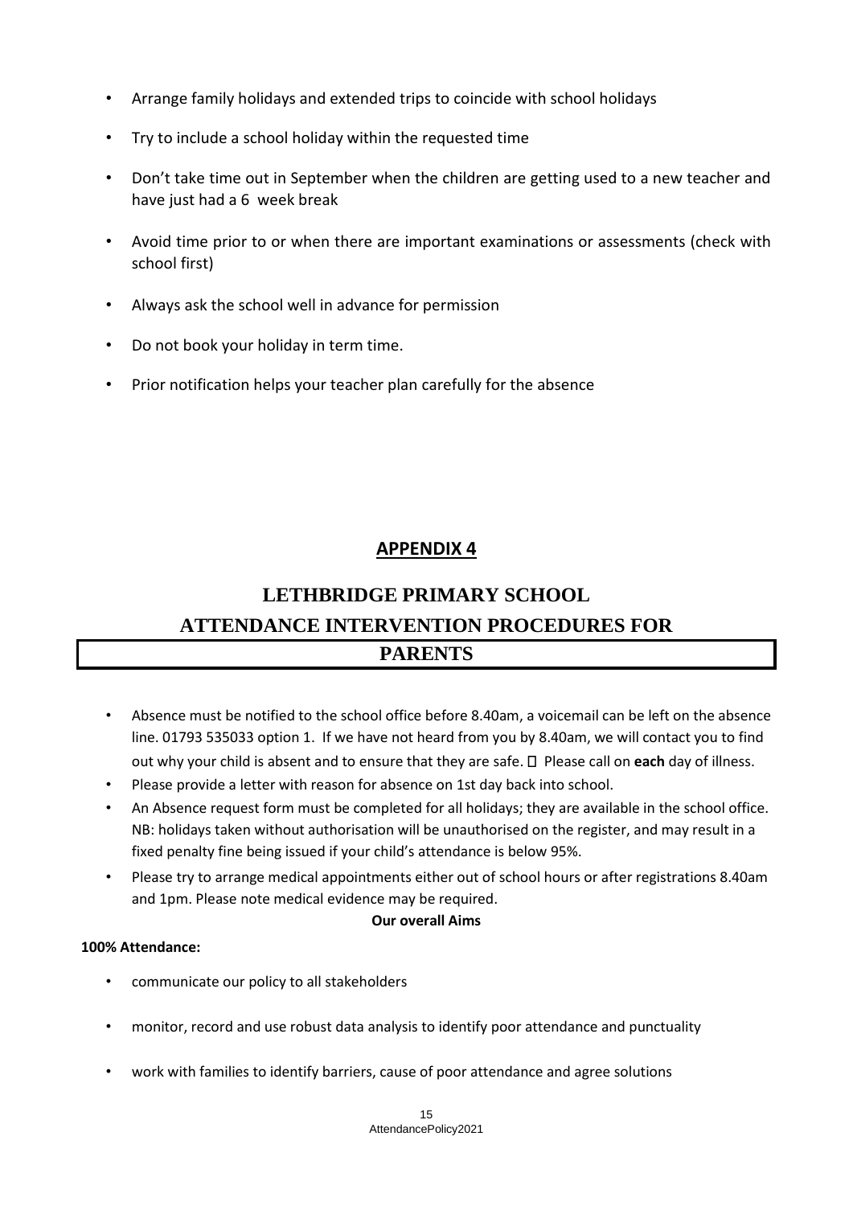- Arrange family holidays and extended trips to coincide with school holidays
- Try to include a school holiday within the requested time
- Don't take time out in September when the children are getting used to a new teacher and have just had a 6 week break
- Avoid time prior to or when there are important examinations or assessments (check with school first)
- Always ask the school well in advance for permission
- Do not book your holiday in term time.
- Prior notification helps your teacher plan carefully for the absence

## APPENDIX 4

# LETHBRIDGE PRIMARY SCHOOL
# ATTENDANCE INTERVENTION PROCEDURES FOR PARENTS

- Absence must be notified to the school office before 8.40am, a voicemail can be left on the absence line. 01793 535033 option 1. If we have not heard from you by 8.40am, we will contact you to find out why your child is absent and to ensure that they are safe.  Please call on **each** day of illness.
- Please provide a letter with reason for absence on 1st day back into school.
- An Absence request form must be completed for all holidays; they are available in the school office. NB: holidays taken without authorisation will be unauthorised on the register, and may result in a fixed penalty fine being issued if your child's attendance is below 95%.
- Please try to arrange medical appointments either out of school hours or after registrations 8.40am and 1pm. Please note medical evidence may be required.

**Our overall Aims**

**100% Attendance:**

- communicate our policy to all stakeholders
- monitor, record and use robust data analysis to identify poor attendance and punctuality
- work with families to identify barriers, cause of poor attendance and agree solutions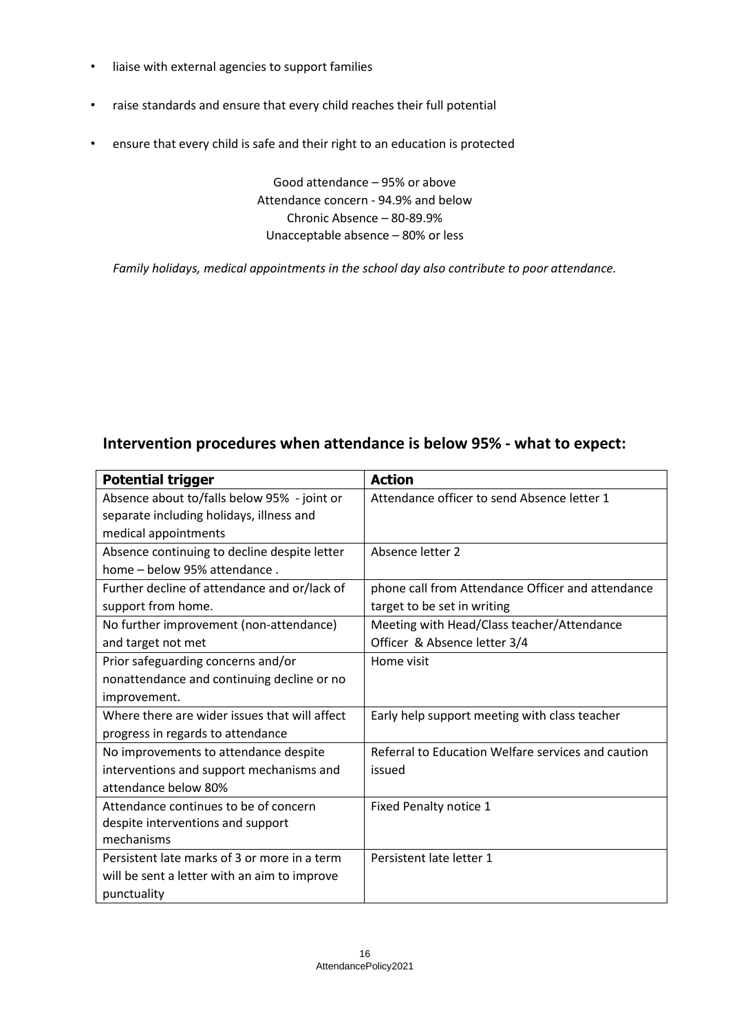- liaise with external agencies to support families
- raise standards and ensure that every child reaches their full potential
- ensure that every child is safe and their right to an education is protected

Good attendance – 95% or above
Attendance concern - 94.9% and below
Chronic Absence – 80-89.9%
Unacceptable absence – 80% or less

*Family holidays, medical appointments in the school day also contribute to poor attendance.*

## Intervention procedures when attendance is below 95% - what to expect:

| **Potential trigger** | **Action** |
| --- | --- |
| Absence about to/falls below 95% - joint or separate including holidays, illness and medical appointments | Attendance officer to send Absence letter 1 |
| Absence continuing to decline despite letter home – below 95% attendance . | Absence letter 2 |
| Further decline of attendance and or/lack of support from home. | phone call from Attendance Officer and attendance target to be set in writing |
| No further improvement (non-attendance) and target not met | Meeting with Head/Class teacher/Attendance Officer & Absence letter 3/4 |
| Prior safeguarding concerns and/or nonattendance and continuing decline or no improvement. | Home visit |
| Where there are wider issues that will affect progress in regards to attendance | Early help support meeting with class teacher |
| No improvements to attendance despite interventions and support mechanisms and attendance below 80% | Referral to Education Welfare services and caution issued |
| Attendance continues to be of concern despite interventions and support mechanisms | Fixed Penalty notice 1 |
| Persistent late marks of 3 or more in a term will be sent a letter with an aim to improve punctuality | Persistent late letter 1 |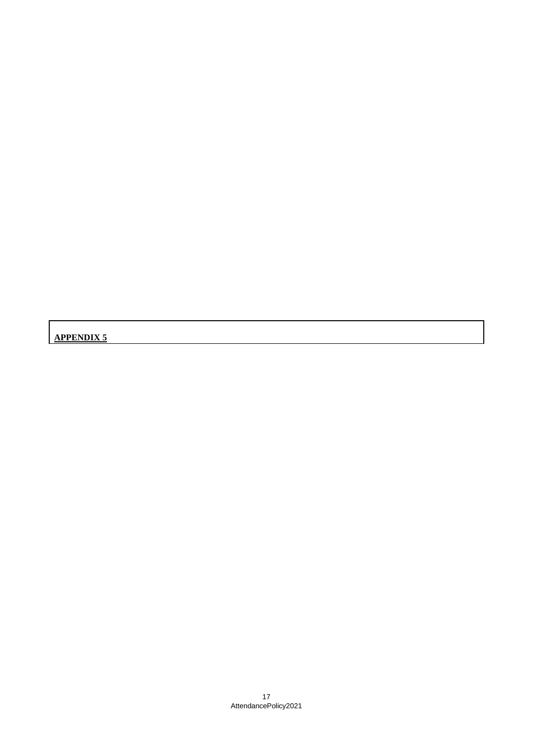**APPENDIX 5**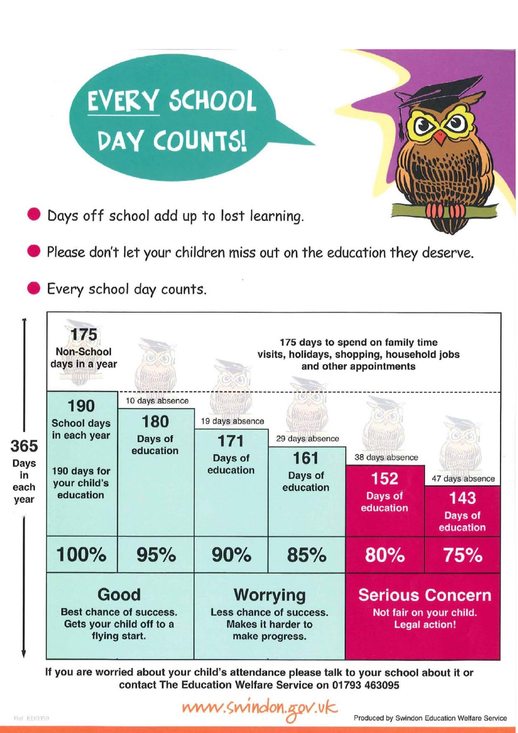# EVERY SCHOOL DAY COUNTS!

- Days off school add up to lost learning.
- Please don't let your children miss out on the education they deserve.
- Every school day counts.

**365 Days in each year**

**175 Non-School days in a year** — 175 days to spend on family time visits, holidays, shopping, household jobs and other appointments

| 190 School days in each year — 190 days for your child's education | 10 days absence — 180 Days of education | 19 days absence — 171 Days of education | 29 days absence — 161 Days of education | 38 days absence — 152 Days of education | 47 days absence — 143 Days of education |
|---|---|---|---|---|---|
| 100% | 95% | 90% | 85% | 80% | 75% |
| **Good** — Best chance of success. Gets your child off to a flying start. | | **Worrying** — Less chance of success. Makes it harder to make progress. | | **Serious Concern** — Not fair on your child. Legal action! | |

**If you are worried about your child's attendance please talk to your school about it or contact The Education Welfare Service on 01793 463095**

www.swindon.gov.uk

Produced by Swindon Education Welfare Service

Ref. ED0059